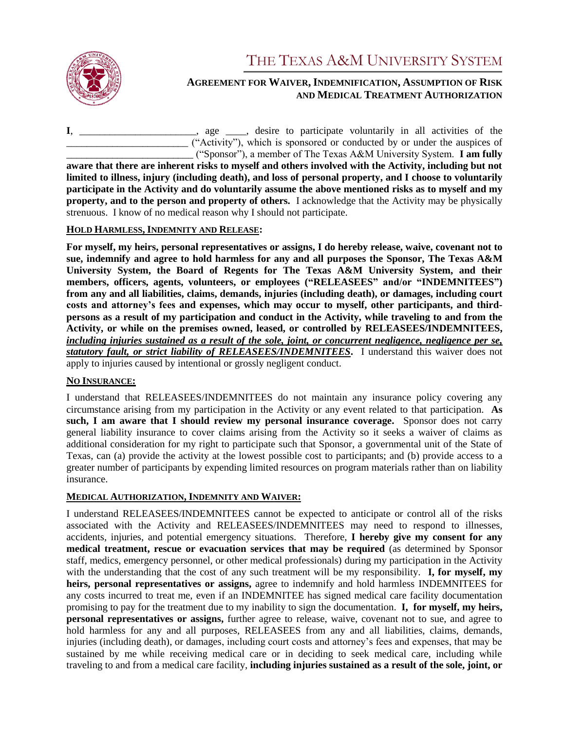# THE TEXAS A&M UNIVERSITY SYSTEM

## AGREEMENT FOR WAIVER, INDEMNIFICATION, ASSUMPTION OF RISK AND MEDICAL TREATMENT AUTHORIZATION

**I**, _______________________, age ____, desire to participate voluntarily in all activities of the ________________________ ("Activity"), which is sponsored or conducted by or under the auspices of _________________________ ("Sponsor"), a member of The Texas A&M University System. **I am fully aware that there are inherent risks to myself and others involved with the Activity, including but not limited to illness, injury (including death), and loss of personal property, and I choose to voluntarily participate in the Activity and do voluntarily assume the above mentioned risks as to myself and my property, and to the person and property of others.** I acknowledge that the Activity may be physically strenuous. I know of no medical reason why I should not participate.

**HOLD HARMLESS, INDEMNITY AND RELEASE:**

**For myself, my heirs, personal representatives or assigns, I do hereby release, waive, covenant not to sue, indemnify and agree to hold harmless for any and all purposes the Sponsor, The Texas A&M University System, the Board of Regents for The Texas A&M University System, and their members, officers, agents, volunteers, or employees ("RELEASEES" and/or "INDEMNITEES") from any and all liabilities, claims, demands, injuries (including death), or damages, including court costs and attorney's fees and expenses, which may occur to myself, other participants, and third-persons as a result of my participation and conduct in the Activity, while traveling to and from the Activity, or while on the premises owned, leased, or controlled by RELEASEES/INDEMNITEES, *including injuries sustained as a result of the sole, joint, or concurrent negligence, negligence per se, statutory fault, or strict liability of RELEASEES/INDEMNITEES*.** I understand this waiver does not apply to injuries caused by intentional or grossly negligent conduct.

**NO INSURANCE:**

I understand that RELEASEES/INDEMNITEES do not maintain any insurance policy covering any circumstance arising from my participation in the Activity or any event related to that participation. **As such, I am aware that I should review my personal insurance coverage.** Sponsor does not carry general liability insurance to cover claims arising from the Activity so it seeks a waiver of claims as additional consideration for my right to participate such that Sponsor, a governmental unit of the State of Texas, can (a) provide the activity at the lowest possible cost to participants; and (b) provide access to a greater number of participants by expending limited resources on program materials rather than on liability insurance.

**MEDICAL AUTHORIZATION, INDEMNITY AND WAIVER:**

I understand RELEASEES/INDEMNITEES cannot be expected to anticipate or control all of the risks associated with the Activity and RELEASEES/INDEMNITEES may need to respond to illnesses, accidents, injuries, and potential emergency situations. Therefore, **I hereby give my consent for any medical treatment, rescue or evacuation services that may be required** (as determined by Sponsor staff, medics, emergency personnel, or other medical professionals) during my participation in the Activity with the understanding that the cost of any such treatment will be my responsibility. **I, for myself, my heirs, personal representatives or assigns,** agree to indemnify and hold harmless INDEMNITEES for any costs incurred to treat me, even if an INDEMNITEE has signed medical care facility documentation promising to pay for the treatment due to my inability to sign the documentation. **I, for myself, my heirs, personal representatives or assigns,** further agree to release, waive, covenant not to sue, and agree to hold harmless for any and all purposes, RELEASEES from any and all liabilities, claims, demands, injuries (including death), or damages, including court costs and attorney's fees and expenses, that may be sustained by me while receiving medical care or in deciding to seek medical care, including while traveling to and from a medical care facility, **including injuries sustained as a result of the sole, joint, or**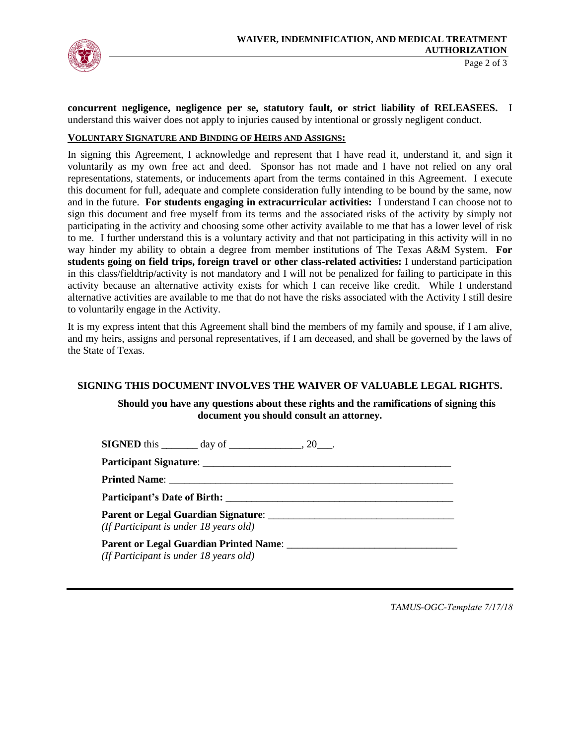**concurrent negligence, negligence per se, statutory fault, or strict liability of RELEASEES.** I understand this waiver does not apply to injuries caused by intentional or grossly negligent conduct.

**VOLUNTARY SIGNATURE AND BINDING OF HEIRS AND ASSIGNS:**

In signing this Agreement, I acknowledge and represent that I have read it, understand it, and sign it voluntarily as my own free act and deed. Sponsor has not made and I have not relied on any oral representations, statements, or inducements apart from the terms contained in this Agreement. I execute this document for full, adequate and complete consideration fully intending to be bound by the same, now and in the future. **For students engaging in extracurricular activities:** I understand I can choose not to sign this document and free myself from its terms and the associated risks of the activity by simply not participating in the activity and choosing some other activity available to me that has a lower level of risk to me. I further understand this is a voluntary activity and that not participating in this activity will in no way hinder my ability to obtain a degree from member institutions of The Texas A&M System. **For students going on field trips, foreign travel or other class-related activities:** I understand participation in this class/fieldtrip/activity is not mandatory and I will not be penalized for failing to participate in this activity because an alternative activity exists for which I can receive like credit. While I understand alternative activities are available to me that do not have the risks associated with the Activity I still desire to voluntarily engage in the Activity.

It is my express intent that this Agreement shall bind the members of my family and spouse, if I am alive, and my heirs, assigns and personal representatives, if I am deceased, and shall be governed by the laws of the State of Texas.

**SIGNING THIS DOCUMENT INVOLVES THE WAIVER OF VALUABLE LEGAL RIGHTS.**

**Should you have any questions about these rights and the ramifications of signing this document you should consult an attorney.**

**SIGNED** this _______ day of ______________, 20___.

**Participant Signature**: __________________________________________________

**Printed Name**: _________________________________________________________

**Participant's Date of Birth:** ____________________________________________

**Parent or Legal Guardian Signature**: ___________________________________
*(If Participant is under 18 years old)*

**Parent or Legal Guardian Printed Name**: _______________________________
*(If Participant is under 18 years old)*

*TAMUS-OGC-Template 7/17/18*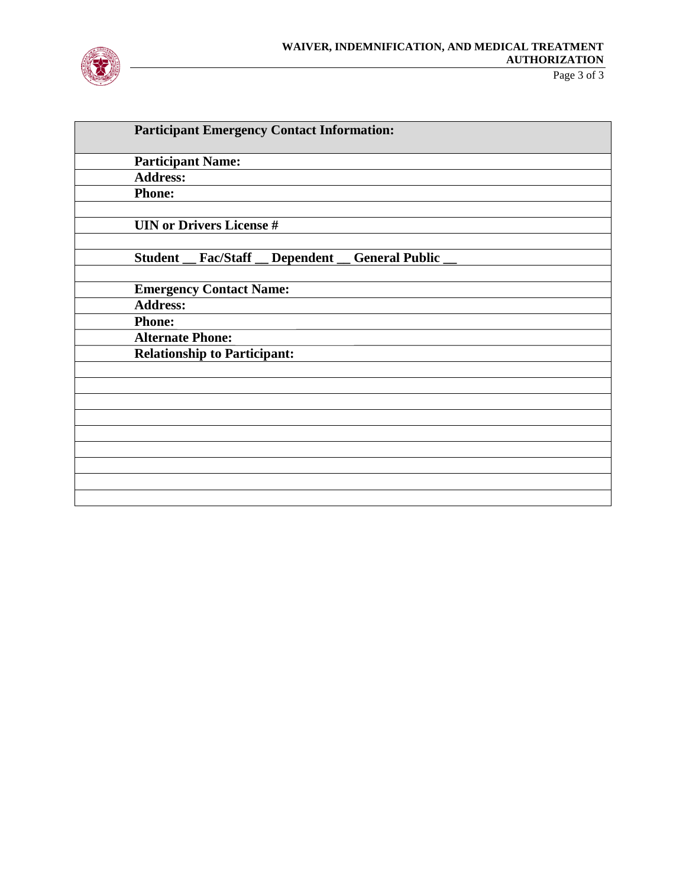| **Participant Emergency Contact Information:** |
|---|
| **Participant Name:** |
| **Address:** |
| **Phone:** |
| |
| **UIN or Drivers License #** |
| |
| **Student __ Fac/Staff __ Dependent __ General Public __** |
| |
| **Emergency Contact Name:** |
| **Address:** |
| **Phone:** |
| **Alternate Phone:** |
| **Relationship to Participant:** |
| |
| |
| |
| |
| |
| |
| |
| |
| |